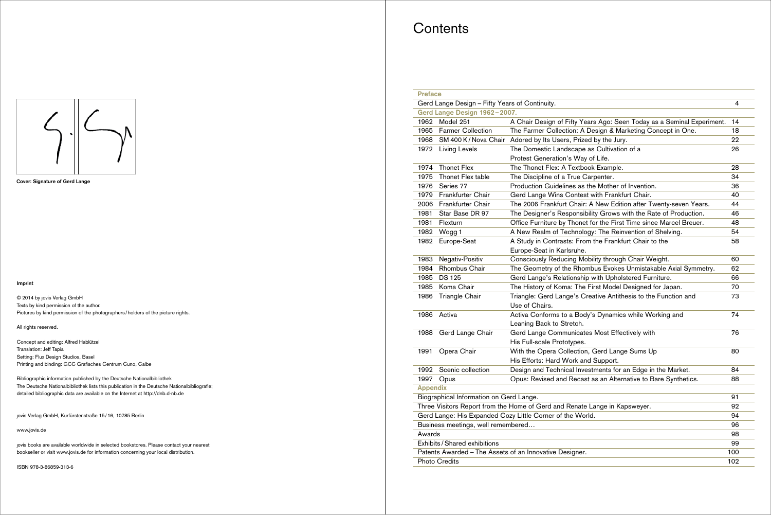Cover: Signature of Gerd Lange

**Imprint**

© 2014 by jovis Verlag GmbH
Texts by kind permission of the author.
Pictures by kind permission of the photographers / holders of the picture rights.

All rights reserved.

Concept and editing: Alfred Hablützel
Translation: Jeff Tapia
Setting: Flux Design Studios, Basel
Printing and binding: GCC Grafisches Centrum Cuno, Calbe

Bibliographic information published by the Deutsche Nationalbibliothek
The Deutsche Nationalbibliothek lists this publication in the Deutsche Nationalbibliografie; detailed bibliographic data are available on the Internet at http://dnb.d-nb.de

jovis Verlag GmbH, Kurfürstenstraße 15 / 16, 10785 Berlin

www.jovis.de

jovis books are available worldwide in selected bookstores. Please contact your nearest bookseller or visit www.jovis.de for information concerning your local distribution.

ISBN 978-3-86859-313-6

# Contents

**Preface**

| | | | |
|---|---|---|---|
| Gerd Lange Design – Fifty Years of Continuity. | | | 4 |

**Gerd Lange Design 1962 – 2007.**

| Year | Product | Title | Page |
|---|---|---|---|
| 1962 | Model 251 | A Chair Design of Fifty Years Ago: Seen Today as a Seminal Experiment. | 14 |
| 1965 | Farmer Collection | The Farmer Collection: A Design & Marketing Concept in One. | 18 |
| 1968 | SM 400 K / Nova Chair | Adored by Its Users, Prized by the Jury. | 22 |
| 1972 | Living Levels | The Domestic Landscape as Cultivation of a Protest Generation's Way of Life. | 26 |
| 1974 | Thonet Flex | The Thonet Flex: A Textbook Example. | 28 |
| 1975 | Thonet Flex table | The Discipline of a True Carpenter. | 34 |
| 1976 | Series 77 | Production Guidelines as the Mother of Invention. | 36 |
| 1979 | Frankfurter Chair | Gerd Lange Wins Contest with Frankfurt Chair. | 40 |
| 2006 | Frankfurter Chair | The 2006 Frankfurt Chair: A New Edition after Twenty-seven Years. | 44 |
| 1981 | Star Base DR 97 | The Designer's Responsibility Grows with the Rate of Production. | 46 |
| 1981 | Flexturn | Office Furniture by Thonet for the First Time since Marcel Breuer. | 48 |
| 1982 | Wogg 1 | A New Realm of Technology: The Reinvention of Shelving. | 54 |
| 1982 | Europe-Seat | A Study in Contrasts: From the Frankfurt Chair to the Europe-Seat in Karlsruhe. | 58 |
| 1983 | Negativ-Positiv | Consciously Reducing Mobility through Chair Weight. | 60 |
| 1984 | Rhombus Chair | The Geometry of the Rhombus Evokes Unmistakable Axial Symmetry. | 62 |
| 1985 | DS 125 | Gerd Lange's Relationship with Upholstered Furniture. | 66 |
| 1985 | Koma Chair | The History of Koma: The First Model Designed for Japan. | 70 |
| 1986 | Triangle Chair | Triangle: Gerd Lange's Creative Antithesis to the Function and Use of Chairs. | 73 |
| 1986 | Activa | Activa Conforms to a Body's Dynamics while Working and Leaning Back to Stretch. | 74 |
| 1988 | Gerd Lange Chair | Gerd Lange Communicates Most Effectively with His Full-scale Prototypes. | 76 |
| 1991 | Opera Chair | With the Opera Collection, Gerd Lange Sums Up His Efforts: Hard Work and Support. | 80 |
| 1992 | Scenic collection | Design and Technical Investments for an Edge in the Market. | 84 |
| 1997 | Opus | Opus: Revised and Recast as an Alternative to Bare Synthetics. | 88 |

**Appendix**

| | |
|---|---|
| Biographical Information on Gerd Lange. | 91 |
| Three Visitors Report from the Home of Gerd and Renate Lange in Kapsweyer. | 92 |
| Gerd Lange: His Expanded Cozy Little Corner of the World. | 94 |
| Business meetings, well remembered… | 96 |
| Awards | 98 |
| Exhibits / Shared exhibitions | 99 |
| Patents Awarded – The Assets of an Innovative Designer. | 100 |
| Photo Credits | 102 |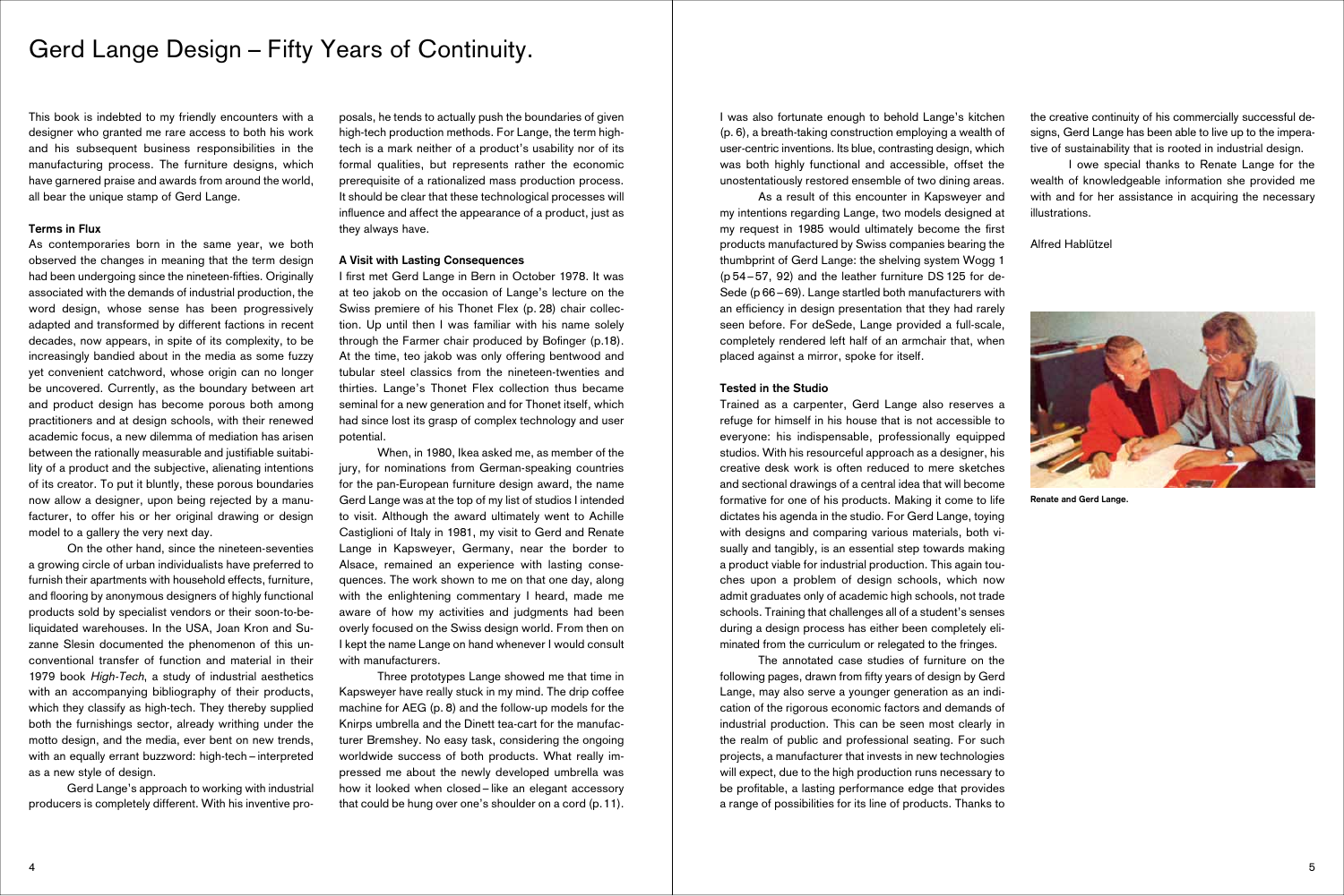# Gerd Lange Design – Fifty Years of Continuity.

This book is indebted to my friendly encounters with a designer who granted me rare access to both his work and his subsequent business responsibilities in the manufacturing process. The furniture designs, which have garnered praise and awards from around the world, all bear the unique stamp of Gerd Lange.

**Terms in Flux**

As contemporaries born in the same year, we both observed the changes in meaning that the term design had been undergoing since the nineteen-fifties. Originally associated with the demands of industrial production, the word design, whose sense has been progressively adapted and transformed by different factions in recent decades, now appears, in spite of its complexity, to be increasingly bandied about in the media as some fuzzy yet convenient catchword, whose origin can no longer be uncovered. Currently, as the boundary between art and product design has become porous both among practitioners and at design schools, with their renewed academic focus, a new dilemma of mediation has arisen between the rationally measurable and justifiable suitability of a product and the subjective, alienating intentions of its creator. To put it bluntly, these porous boundaries now allow a designer, upon being rejected by a manufacturer, to offer his or her original drawing or design model to a gallery the very next day.

On the other hand, since the nineteen-seventies a growing circle of urban individualists have preferred to furnish their apartments with household effects, furniture, and flooring by anonymous designers of highly functional products sold by specialist vendors or their soon-to-be-liquidated warehouses. In the USA, Joan Kron and Suzanne Slesin documented the phenomenon of this unconventional transfer of function and material in their 1979 book *High-Tech*, a study of industrial aesthetics with an accompanying bibliography of their products, which they classify as high-tech. They thereby supplied both the furnishings sector, already writhing under the motto design, and the media, ever bent on new trends, with an equally errant buzzword: high-tech – interpreted as a new style of design.

Gerd Lange's approach to working with industrial producers is completely different. With his inventive proposals, he tends to actually push the boundaries of given high-tech production methods. For Lange, the term high-tech is a mark neither of a product's usability nor of its formal qualities, but represents rather the economic prerequisite of a rationalized mass production process. It should be clear that these technological processes will influence and affect the appearance of a product, just as they always have.

**A Visit with Lasting Consequences**

I first met Gerd Lange in Bern in October 1978. It was at teo jakob on the occasion of Lange's lecture on the Swiss premiere of his Thonet Flex (p. 28) chair collection. Up until then I was familiar with his name solely through the Farmer chair produced by Bofinger (p.18). At the time, teo jakob was only offering bentwood and tubular steel classics from the nineteen-twenties and thirties. Lange's Thonet Flex collection thus became seminal for a new generation and for Thonet itself, which had since lost its grasp of complex technology and user potential.

When, in 1980, Ikea asked me, as member of the jury, for nominations from German-speaking countries for the pan-European furniture design award, the name Gerd Lange was at the top of my list of studios I intended to visit. Although the award ultimately went to Achille Castiglioni of Italy in 1981, my visit to Gerd and Renate Lange in Kapsweyer, Germany, near the border to Alsace, remained an experience with lasting consequences. The work shown to me on that one day, along with the enlightening commentary I heard, made me aware of how my activities and judgments had been overly focused on the Swiss design world. From then on I kept the name Lange on hand whenever I would consult with manufacturers.

Three prototypes Lange showed me that time in Kapsweyer have really stuck in my mind. The drip coffee machine for AEG (p. 8) and the follow-up models for the Knirps umbrella and the Dinett tea-cart for the manufacturer Bremshey. No easy task, considering the ongoing worldwide success of both products. What really impressed me about the newly developed umbrella was how it looked when closed – like an elegant accessory that could be hung over one's shoulder on a cord (p. 11).

I was also fortunate enough to behold Lange's kitchen (p. 6), a breath-taking construction employing a wealth of user-centric inventions. Its blue, contrasting design, which was both highly functional and accessible, offset the unostentatiously restored ensemble of two dining areas.

As a result of this encounter in Kapsweyer and my intentions regarding Lange, two models designed at my request in 1985 would ultimately become the first products manufactured by Swiss companies bearing the thumbprint of Gerd Lange: the shelving system Wogg 1 (p 54 – 57, 92) and the leather furniture DS 125 for deSede (p 66 – 69). Lange startled both manufacturers with an efficiency in design presentation that they had rarely seen before. For deSede, Lange provided a full-scale, completely rendered left half of an armchair that, when placed against a mirror, spoke for itself.

**Tested in the Studio**

Trained as a carpenter, Gerd Lange also reserves a refuge for himself in his house that is not accessible to everyone: his indispensable, professionally equipped studios. With his resourceful approach as a designer, his creative desk work is often reduced to mere sketches and sectional drawings of a central idea that will become formative for one of his products. Making it come to life dictates his agenda in the studio. For Gerd Lange, toying with designs and comparing various materials, both visually and tangibly, is an essential step towards making a product viable for industrial production. This again touches upon a problem of design schools, which now admit graduates only of academic high schools, not trade schools. Training that challenges all of a student's senses during a design process has either been completely eliminated from the curriculum or relegated to the fringes.

The annotated case studies of furniture on the following pages, drawn from fifty years of design by Gerd Lange, may also serve a younger generation as an indication of the rigorous economic factors and demands of industrial production. This can be seen most clearly in the realm of public and professional seating. For such projects, a manufacturer that invests in new technologies will expect, due to the high production runs necessary to be profitable, a lasting performance edge that provides a range of possibilities for its line of products. Thanks to the creative continuity of his commercially successful designs, Gerd Lange has been able to live up to the imperative of sustainability that is rooted in industrial design.

I owe special thanks to Renate Lange for the wealth of knowledgeable information she provided me with and for her assistance in acquiring the necessary illustrations.

Alfred Hablützel

Renate and Gerd Lange.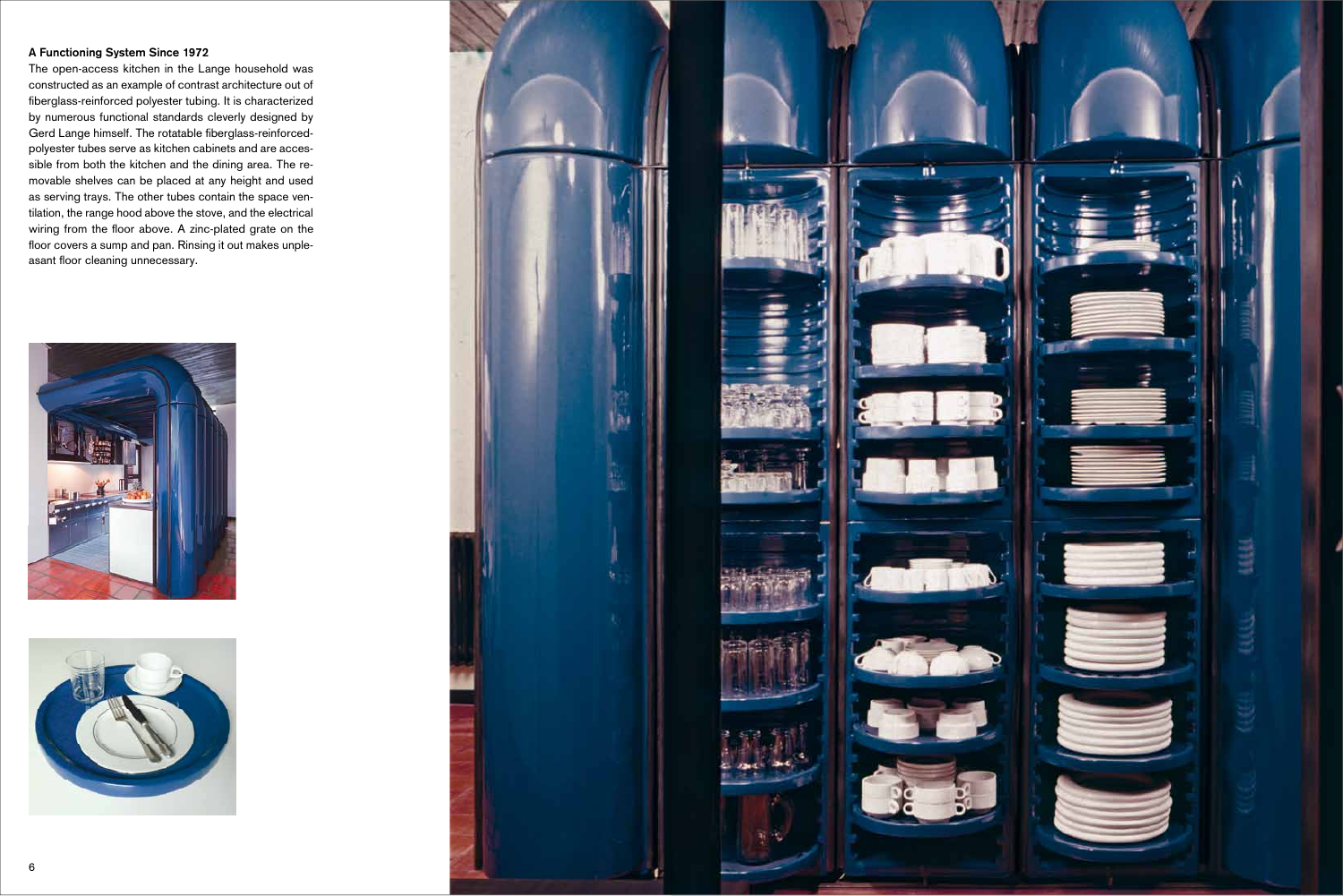**A Functioning System Since 1972**

The open-access kitchen in the Lange household was constructed as an example of contrast architecture out of fiberglass-reinforced polyester tubing. It is characterized by numerous functional standards cleverly designed by Gerd Lange himself. The rotatable fiberglass-reinforced-polyester tubes serve as kitchen cabinets and are accessible from both the kitchen and the dining area. The removable shelves can be placed at any height and used as serving trays. The other tubes contain the space ventilation, the range hood above the stove, and the electrical wiring from the floor above. A zinc-plated grate on the floor covers a sump and pan. Rinsing it out makes unpleasant floor cleaning unnecessary.